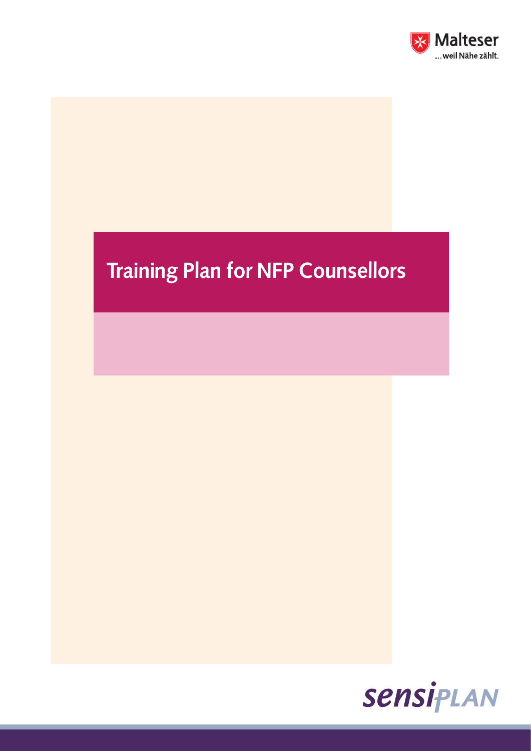Malteser

...weil Nähe zählt.

# Training Plan for NFP Counsellors

sensiPLAN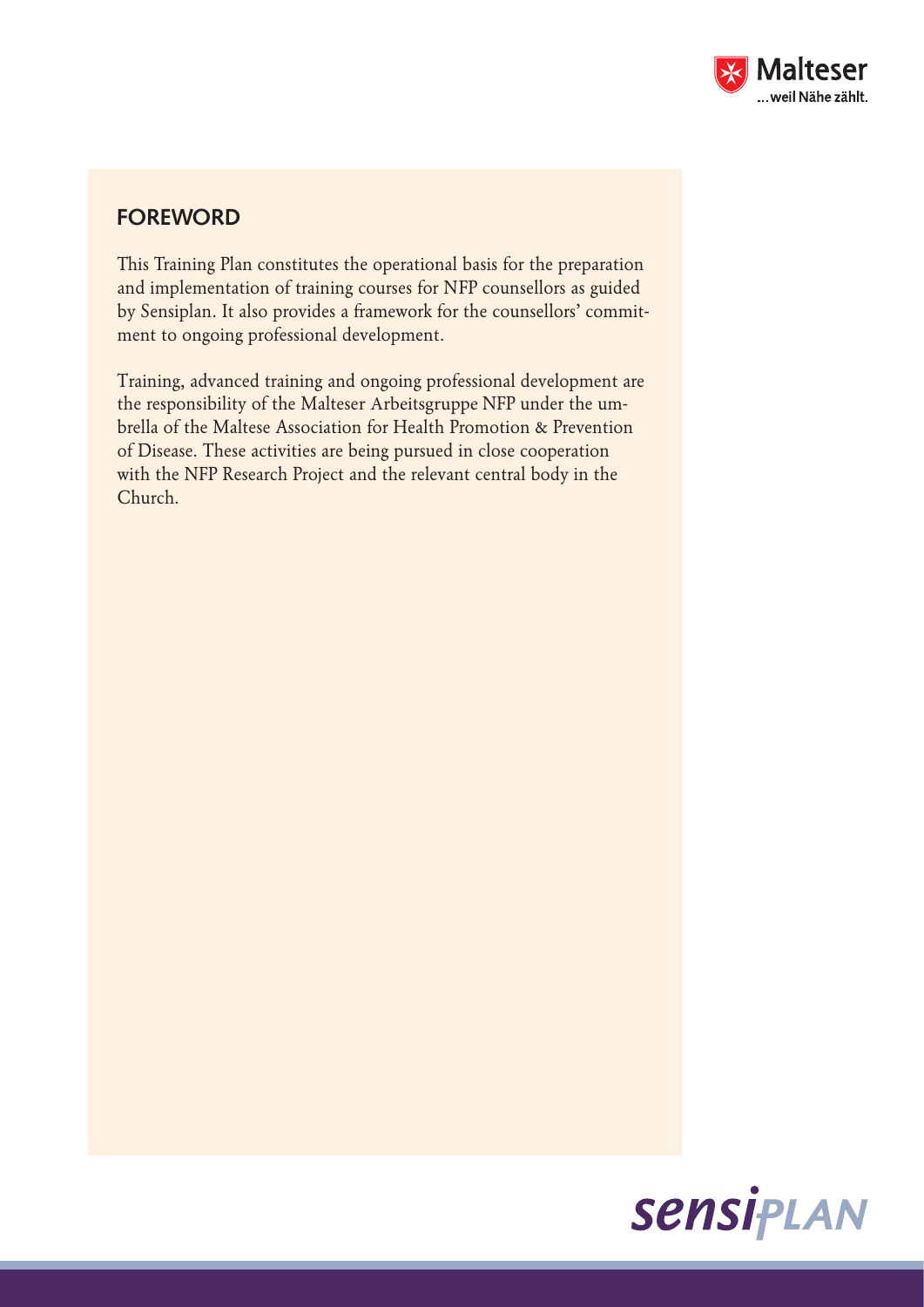## FOREWORD

This Training Plan constitutes the operational basis for the preparation and implementation of training courses for NFP counsellors as guided by Sensiplan. It also provides a framework for the counsellors' commitment to ongoing professional development.

Training, advanced training and ongoing professional development are the responsibility of the Malteser Arbeitsgruppe NFP under the umbrella of the Maltese Association for Health Promotion & Prevention of Disease. These activities are being pursued in close cooperation with the NFP Research Project and the relevant central body in the Church.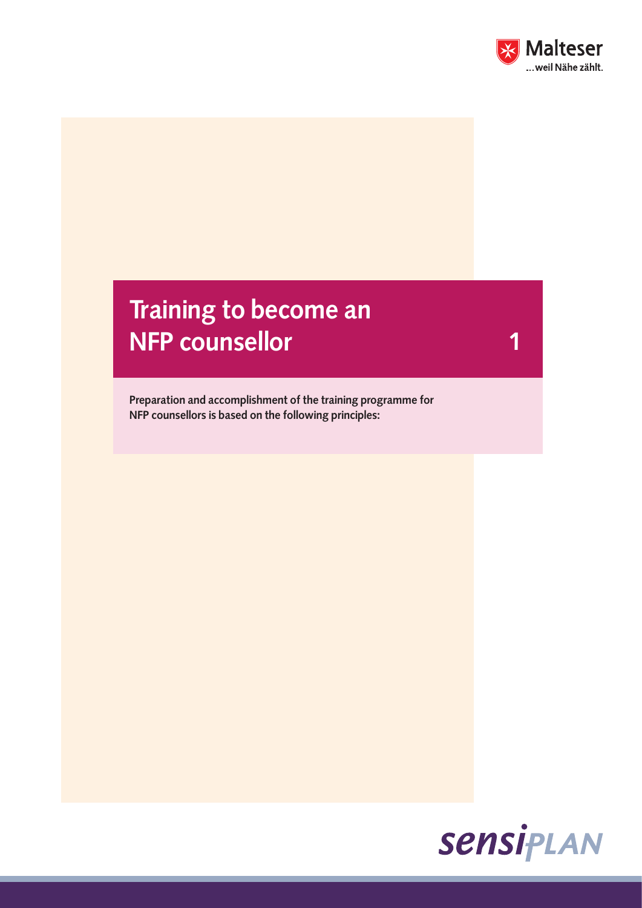# Training to become an NFP counsellor 1

**Preparation and accomplishment of the training programme for NFP counsellors is based on the following principles:**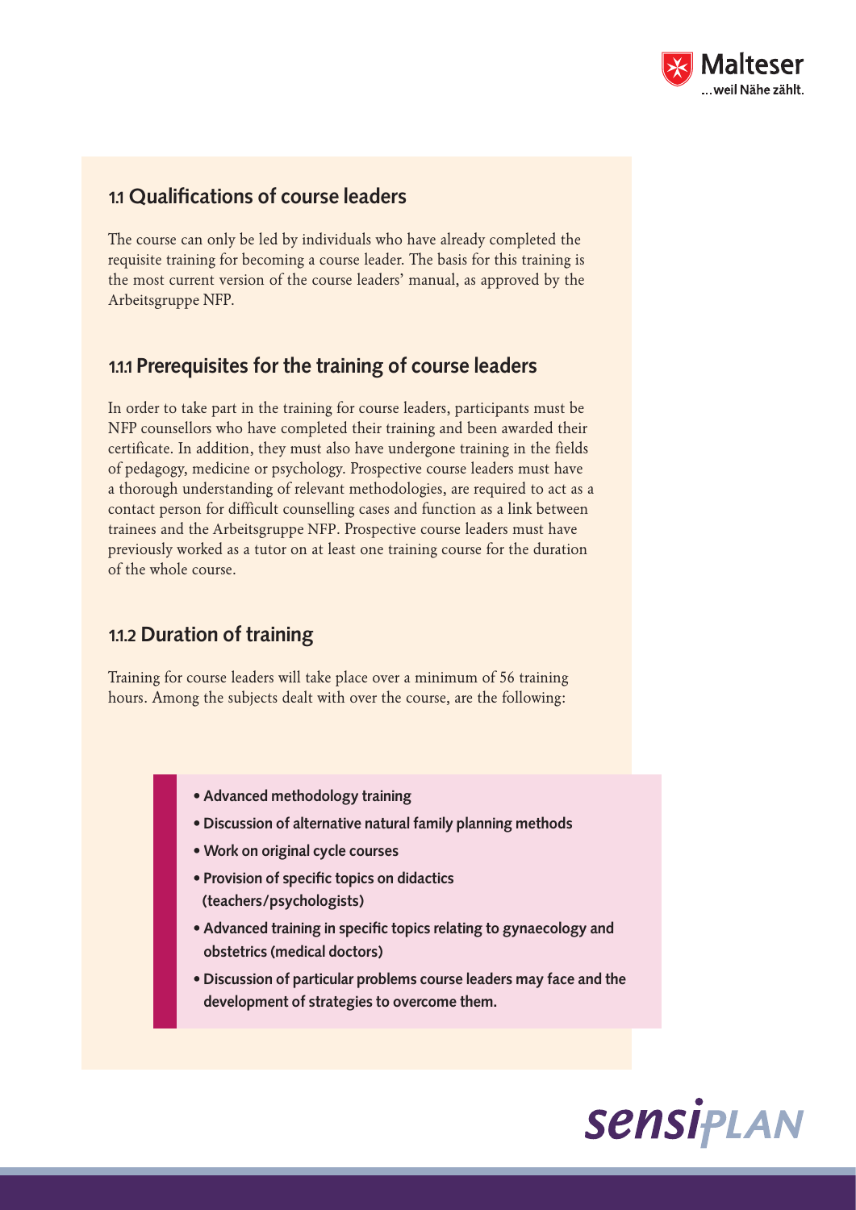## 1.1 Qualifications of course leaders

The course can only be led by individuals who have already completed the requisite training for becoming a course leader. The basis for this training is the most current version of the course leaders' manual, as approved by the Arbeitsgruppe NFP.

### 1.1.1 Prerequisites for the training of course leaders

In order to take part in the training for course leaders, participants must be NFP counsellors who have completed their training and been awarded their certificate. In addition, they must also have undergone training in the fields of pedagogy, medicine or psychology. Prospective course leaders must have a thorough understanding of relevant methodologies, are required to act as a contact person for difficult counselling cases and function as a link between trainees and the Arbeitsgruppe NFP. Prospective course leaders must have previously worked as a tutor on at least one training course for the duration of the whole course.

### 1.1.2 Duration of training

Training for course leaders will take place over a minimum of 56 training hours. Among the subjects dealt with over the course, are the following:

- **Advanced methodology training**
- **Discussion of alternative natural family planning methods**
- **Work on original cycle courses**
- **Provision of specific topics on didactics (teachers/psychologists)**
- **Advanced training in specific topics relating to gynaecology and obstetrics (medical doctors)**
- **Discussion of particular problems course leaders may face and the development of strategies to overcome them.**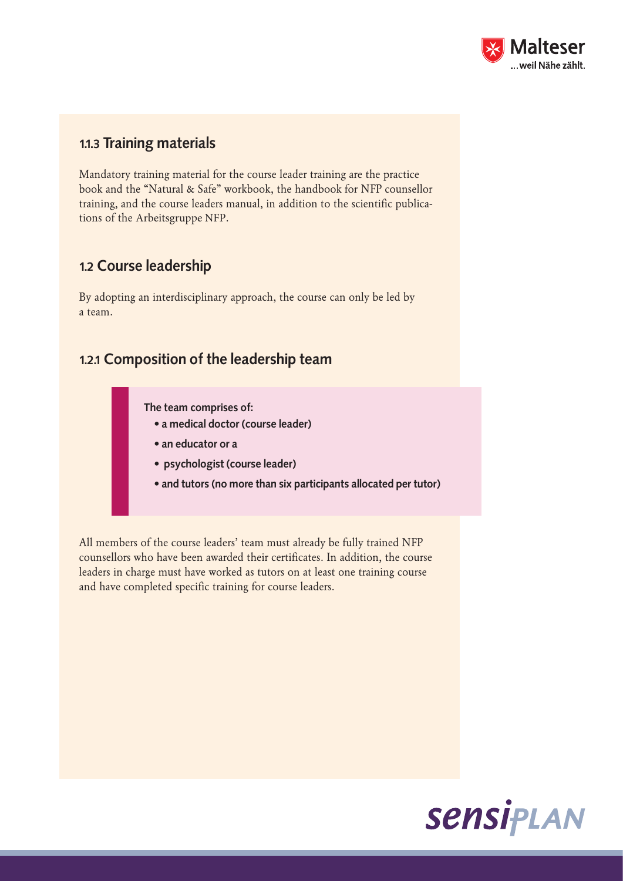### 1.1.3 Training materials

Mandatory training material for the course leader training are the practice book and the "Natural & Safe" workbook, the handbook for NFP counsellor training, and the course leaders manual, in addition to the scientific publications of the Arbeitsgruppe NFP.

## 1.2 Course leadership

By adopting an interdisciplinary approach, the course can only be led by a team.

### 1.2.1 Composition of the leadership team

**The team comprises of:**

- **a medical doctor (course leader)**
- **an educator or a**
- **psychologist (course leader)**
- **and tutors (no more than six participants allocated per tutor)**

All members of the course leaders' team must already be fully trained NFP counsellors who have been awarded their certificates. In addition, the course leaders in charge must have worked as tutors on at least one training course and have completed specific training for course leaders.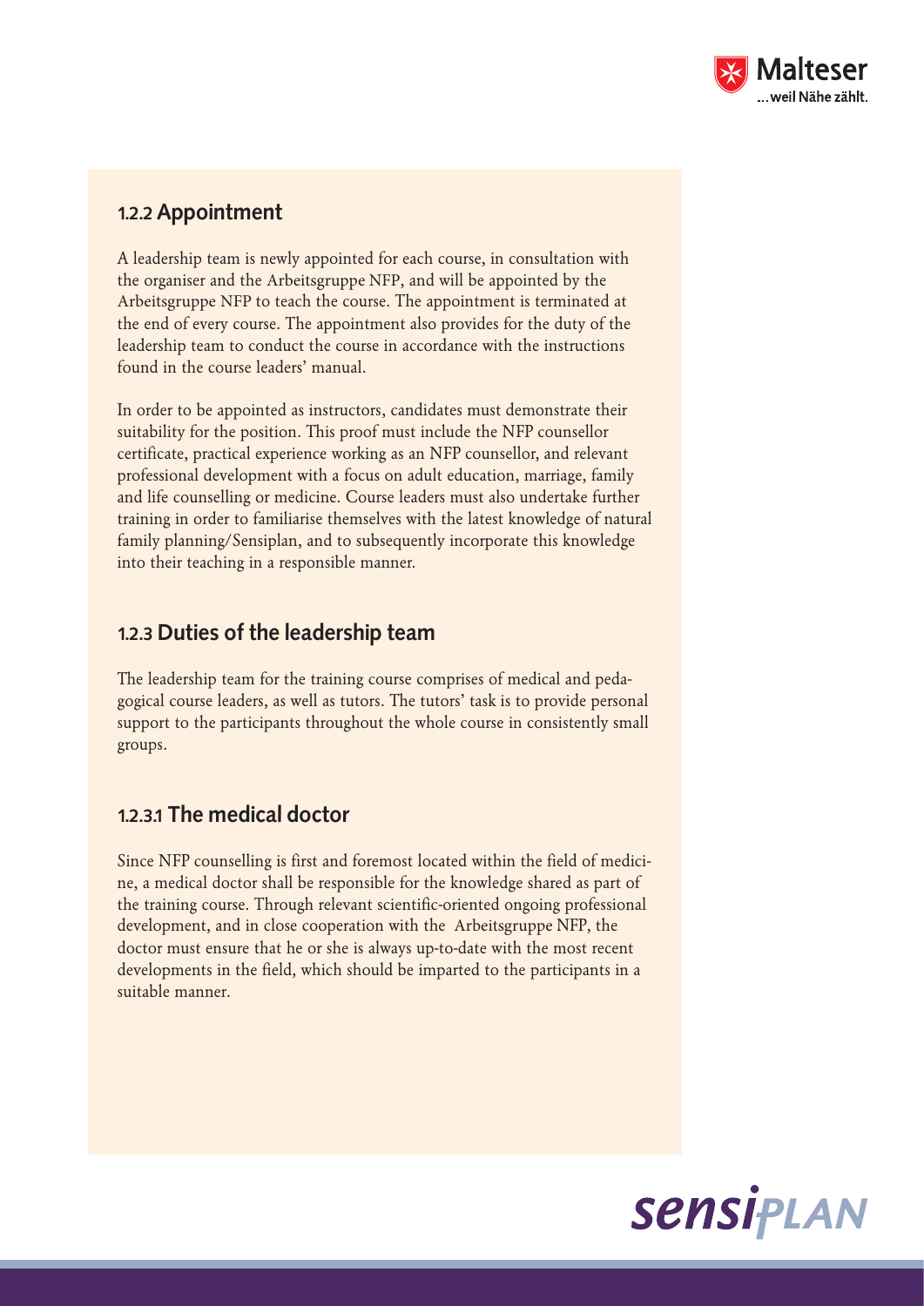### 1.2.2 Appointment

A leadership team is newly appointed for each course, in consultation with the organiser and the Arbeitsgruppe NFP, and will be appointed by the Arbeitsgruppe NFP to teach the course. The appointment is terminated at the end of every course. The appointment also provides for the duty of the leadership team to conduct the course in accordance with the instructions found in the course leaders' manual.

In order to be appointed as instructors, candidates must demonstrate their suitability for the position. This proof must include the NFP counsellor certificate, practical experience working as an NFP counsellor, and relevant professional development with a focus on adult education, marriage, family and life counselling or medicine. Course leaders must also undertake further training in order to familiarise themselves with the latest knowledge of natural family planning/Sensiplan, and to subsequently incorporate this knowledge into their teaching in a responsible manner.

### 1.2.3 Duties of the leadership team

The leadership team for the training course comprises of medical and pedagogical course leaders, as well as tutors. The tutors' task is to provide personal support to the participants throughout the whole course in consistently small groups.

#### 1.2.3.1 The medical doctor

Since NFP counselling is first and foremost located within the field of medicine, a medical doctor shall be responsible for the knowledge shared as part of the training course. Through relevant scientific-oriented ongoing professional development, and in close cooperation with the Arbeitsgruppe NFP, the doctor must ensure that he or she is always up-to-date with the most recent developments in the field, which should be imparted to the participants in a suitable manner.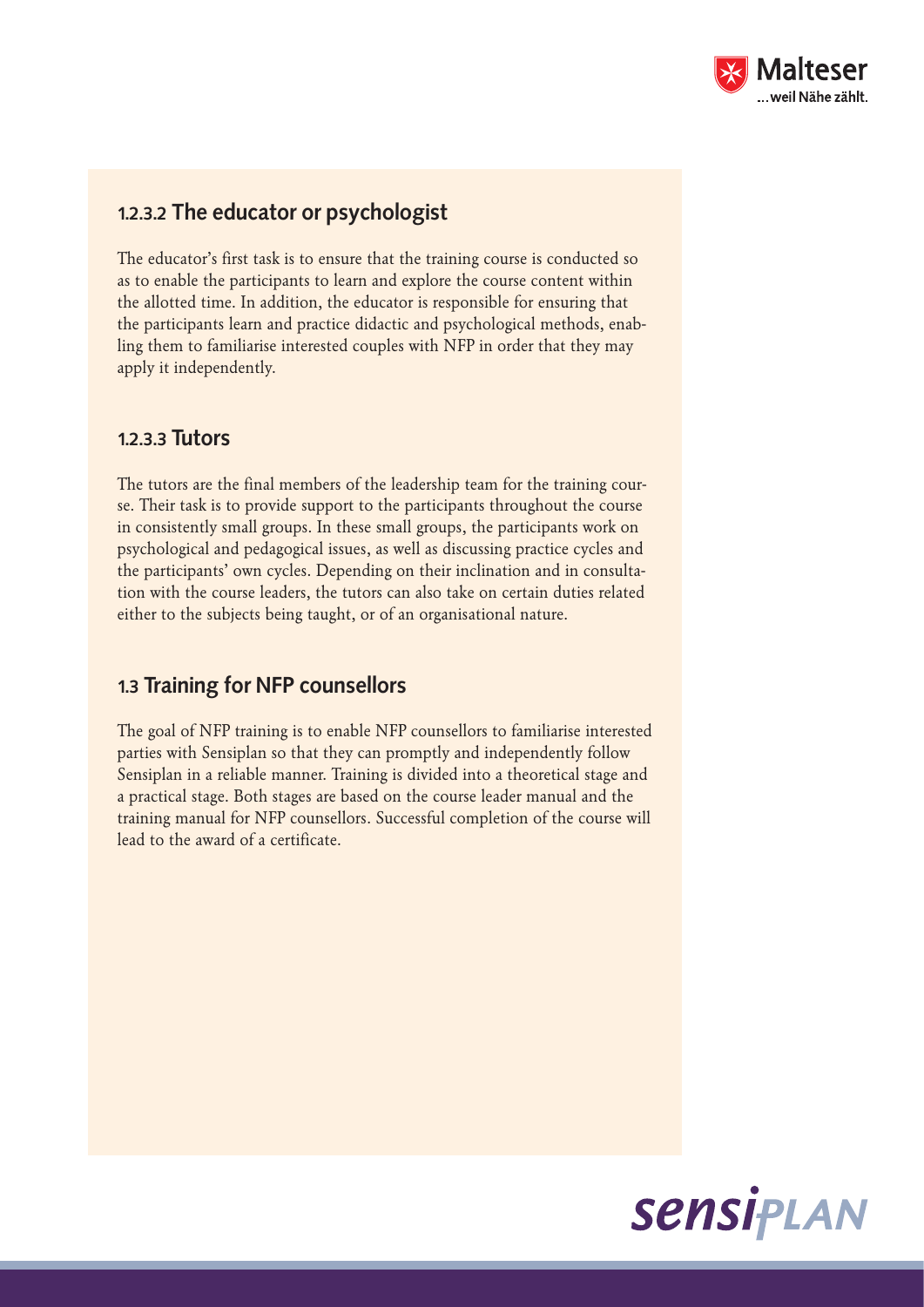### 1.2.3.2 The educator or psychologist

The educator's first task is to ensure that the training course is conducted so as to enable the participants to learn and explore the course content within the allotted time. In addition, the educator is responsible for ensuring that the participants learn and practice didactic and psychological methods, enabling them to familiarise interested couples with NFP in order that they may apply it independently.

### 1.2.3.3 Tutors

The tutors are the final members of the leadership team for the training course. Their task is to provide support to the participants throughout the course in consistently small groups. In these small groups, the participants work on psychological and pedagogical issues, as well as discussing practice cycles and the participants' own cycles. Depending on their inclination and in consultation with the course leaders, the tutors can also take on certain duties related either to the subjects being taught, or of an organisational nature.

## 1.3 Training for NFP counsellors

The goal of NFP training is to enable NFP counsellors to familiarise interested parties with Sensiplan so that they can promptly and independently follow Sensiplan in a reliable manner. Training is divided into a theoretical stage and a practical stage. Both stages are based on the course leader manual and the training manual for NFP counsellors. Successful completion of the course will lead to the award of a certificate.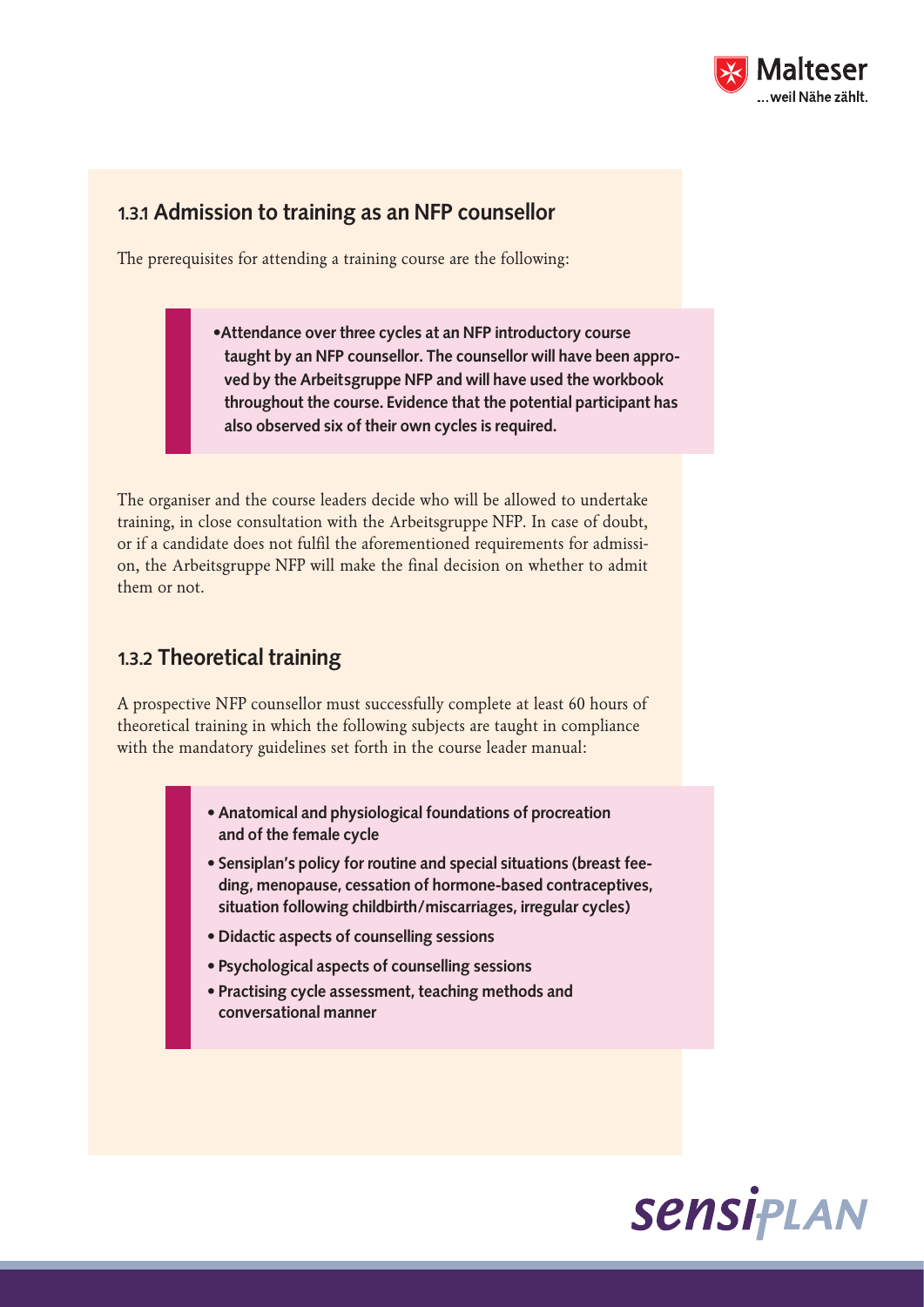### 1.3.1 Admission to training as an NFP counsellor

The prerequisites for attending a training course are the following:

- **Attendance over three cycles at an NFP introductory course taught by an NFP counsellor. The counsellor will have been approved by the Arbeitsgruppe NFP and will have used the workbook throughout the course. Evidence that the potential participant has also observed six of their own cycles is required.**

The organiser and the course leaders decide who will be allowed to undertake training, in close consultation with the Arbeitsgruppe NFP. In case of doubt, or if a candidate does not fulfil the aforementioned requirements for admission, the Arbeitsgruppe NFP will make the final decision on whether to admit them or not.

### 1.3.2 Theoretical training

A prospective NFP counsellor must successfully complete at least 60 hours of theoretical training in which the following subjects are taught in compliance with the mandatory guidelines set forth in the course leader manual:

- **Anatomical and physiological foundations of procreation and of the female cycle**
- **Sensiplan's policy for routine and special situations (breast feeding, menopause, cessation of hormone-based contraceptives, situation following childbirth/miscarriages, irregular cycles)**
- **Didactic aspects of counselling sessions**
- **Psychological aspects of counselling sessions**
- **Practising cycle assessment, teaching methods and conversational manner**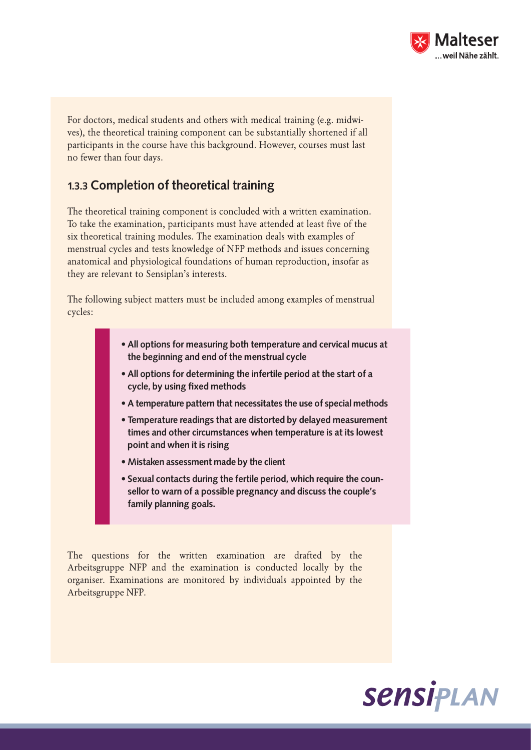For doctors, medical students and others with medical training (e.g. midwives), the theoretical training component can be substantially shortened if all participants in the course have this background. However, courses must last no fewer than four days.

### 1.3.3 Completion of theoretical training

The theoretical training component is concluded with a written examination. To take the examination, participants must have attended at least five of the six theoretical training modules. The examination deals with examples of menstrual cycles and tests knowledge of NFP methods and issues concerning anatomical and physiological foundations of human reproduction, insofar as they are relevant to Sensiplan's interests.

The following subject matters must be included among examples of menstrual cycles:

- **All options for measuring both temperature and cervical mucus at the beginning and end of the menstrual cycle**
- **All options for determining the infertile period at the start of a cycle, by using fixed methods**
- **A temperature pattern that necessitates the use of special methods**
- **Temperature readings that are distorted by delayed measurement times and other circumstances when temperature is at its lowest point and when it is rising**
- **Mistaken assessment made by the client**
- **Sexual contacts during the fertile period, which require the counsellor to warn of a possible pregnancy and discuss the couple's family planning goals.**

The questions for the written examination are drafted by the Arbeitsgruppe NFP and the examination is conducted locally by the organiser. Examinations are monitored by individuals appointed by the Arbeitsgruppe NFP.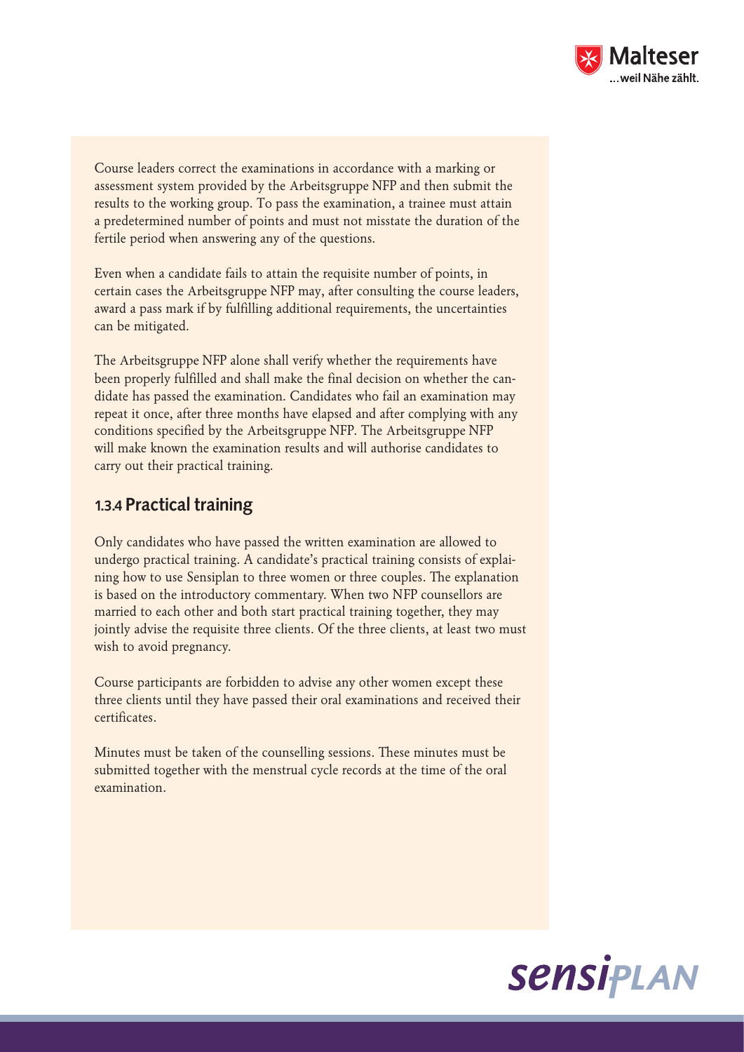Course leaders correct the examinations in accordance with a marking or assessment system provided by the Arbeitsgruppe NFP and then submit the results to the working group. To pass the examination, a trainee must attain a predetermined number of points and must not misstate the duration of the fertile period when answering any of the questions.

Even when a candidate fails to attain the requisite number of points, in certain cases the Arbeitsgruppe NFP may, after consulting the course leaders, award a pass mark if by fulfilling additional requirements, the uncertainties can be mitigated.

The Arbeitsgruppe NFP alone shall verify whether the requirements have been properly fulfilled and shall make the final decision on whether the candidate has passed the examination. Candidates who fail an examination may repeat it once, after three months have elapsed and after complying with any conditions specified by the Arbeitsgruppe NFP. The Arbeitsgruppe NFP will make known the examination results and will authorise candidates to carry out their practical training.

### 1.3.4 Practical training

Only candidates who have passed the written examination are allowed to undergo practical training. A candidate's practical training consists of explaining how to use Sensiplan to three women or three couples. The explanation is based on the introductory commentary. When two NFP counsellors are married to each other and both start practical training together, they may jointly advise the requisite three clients. Of the three clients, at least two must wish to avoid pregnancy.

Course participants are forbidden to advise any other women except these three clients until they have passed their oral examinations and received their certificates.

Minutes must be taken of the counselling sessions. These minutes must be submitted together with the menstrual cycle records at the time of the oral examination.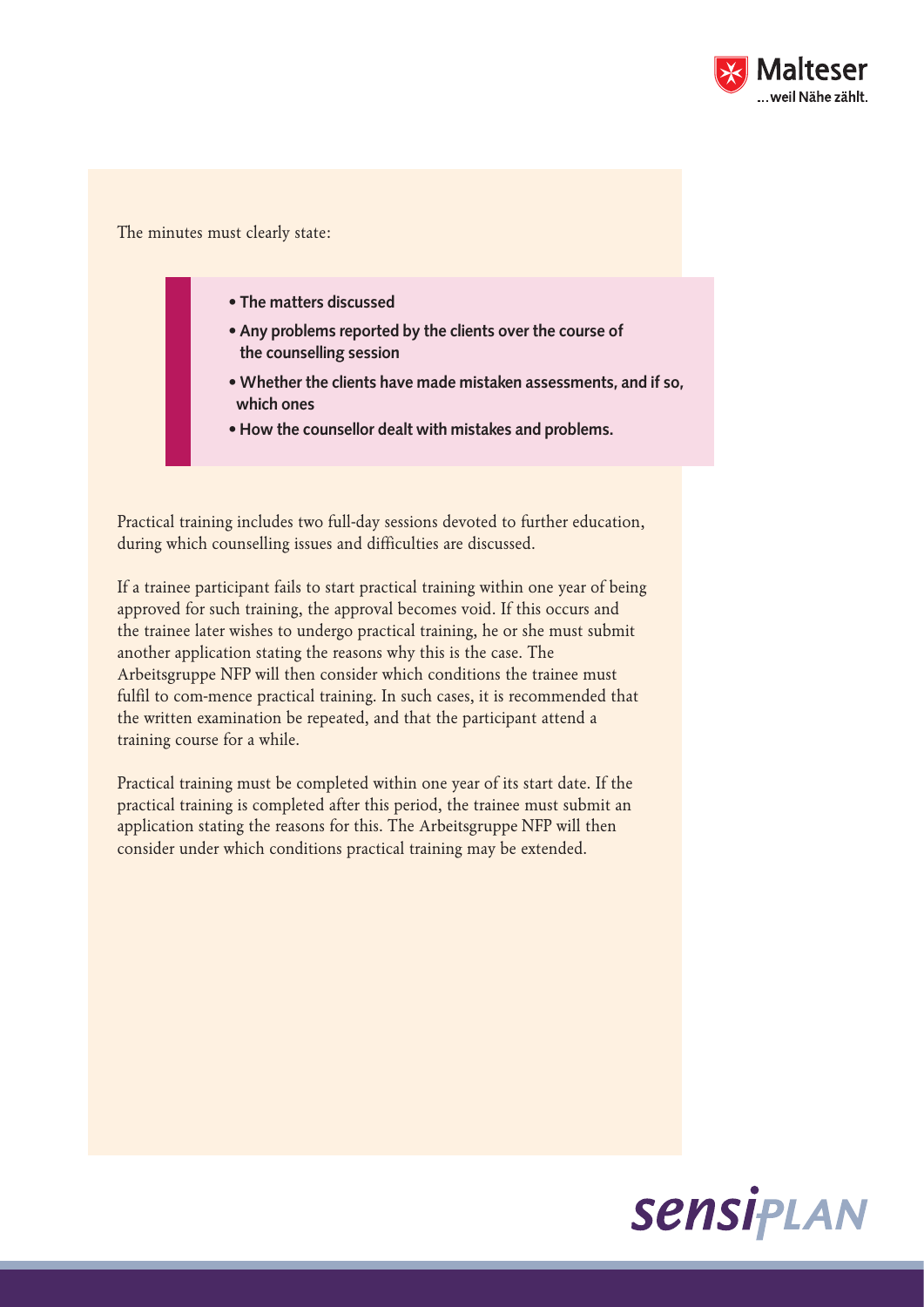The minutes must clearly state:

- **The matters discussed**
- **Any problems reported by the clients over the course of the counselling session**
- **Whether the clients have made mistaken assessments, and if so, which ones**
- **How the counsellor dealt with mistakes and problems.**

Practical training includes two full-day sessions devoted to further education, during which counselling issues and difficulties are discussed.

If a trainee participant fails to start practical training within one year of being approved for such training, the approval becomes void. If this occurs and the trainee later wishes to undergo practical training, he or she must submit another application stating the reasons why this is the case. The Arbeitsgruppe NFP will then consider which conditions the trainee must fulfil to com-mence practical training. In such cases, it is recommended that the written examination be repeated, and that the participant attend a training course for a while.

Practical training must be completed within one year of its start date. If the practical training is completed after this period, the trainee must submit an application stating the reasons for this. The Arbeitsgruppe NFP will then consider under which conditions practical training may be extended.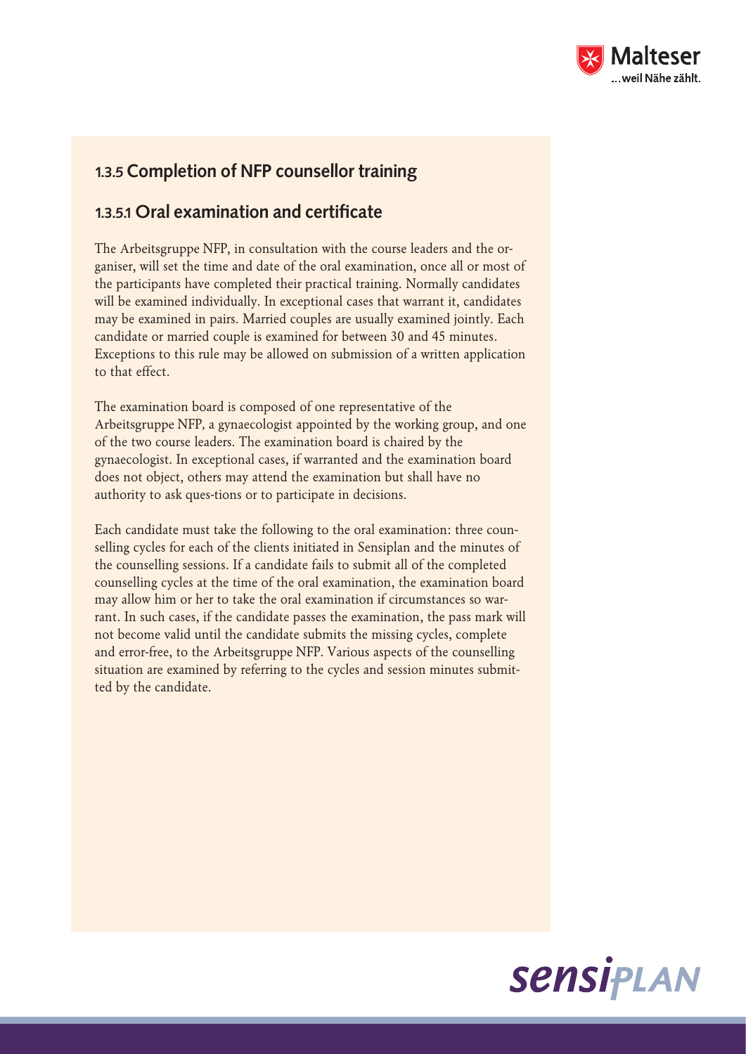## 1.3.5 Completion of NFP counsellor training

### 1.3.5.1 Oral examination and certificate

The Arbeitsgruppe NFP, in consultation with the course leaders and the organiser, will set the time and date of the oral examination, once all or most of the participants have completed their practical training. Normally candidates will be examined individually. In exceptional cases that warrant it, candidates may be examined in pairs. Married couples are usually examined jointly. Each candidate or married couple is examined for between 30 and 45 minutes. Exceptions to this rule may be allowed on submission of a written application to that effect.

The examination board is composed of one representative of the Arbeitsgruppe NFP, a gynaecologist appointed by the working group, and one of the two course leaders. The examination board is chaired by the gynaecologist. In exceptional cases, if warranted and the examination board does not object, others may attend the examination but shall have no authority to ask ques-tions or to participate in decisions.

Each candidate must take the following to the oral examination: three counselling cycles for each of the clients initiated in Sensiplan and the minutes of the counselling sessions. If a candidate fails to submit all of the completed counselling cycles at the time of the oral examination, the examination board may allow him or her to take the oral examination if circumstances so warrant. In such cases, if the candidate passes the examination, the pass mark will not become valid until the candidate submits the missing cycles, complete and error-free, to the Arbeitsgruppe NFP. Various aspects of the counselling situation are examined by referring to the cycles and session minutes submitted by the candidate.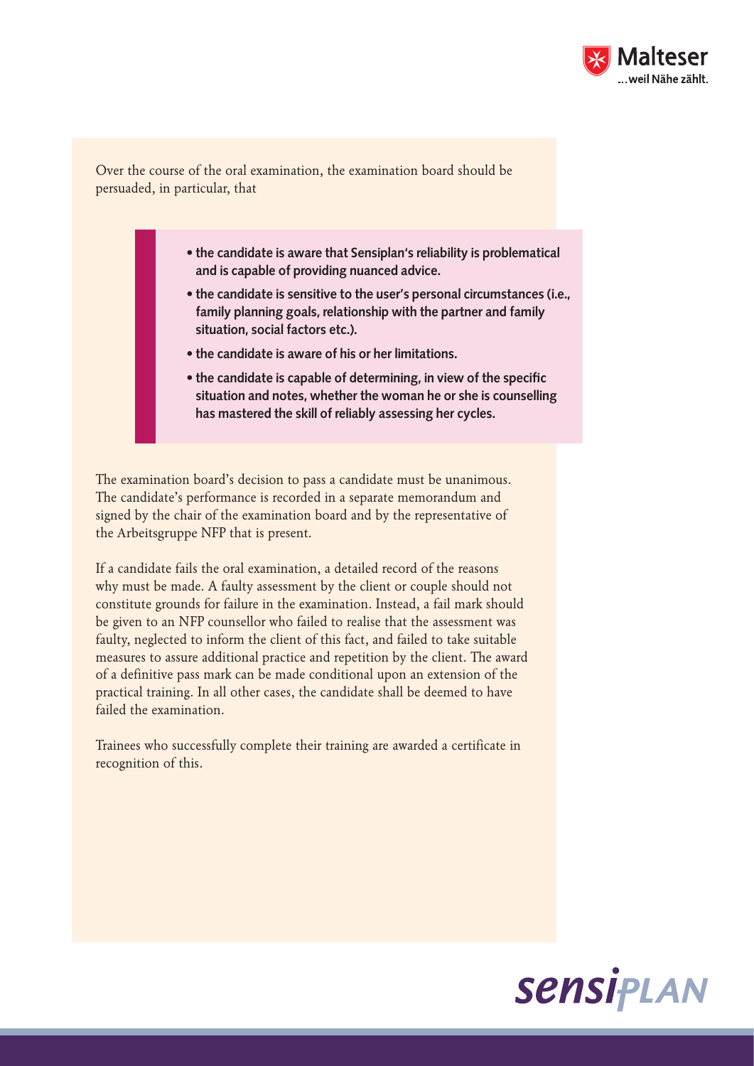Over the course of the oral examination, the examination board should be persuaded, in particular, that

> - **the candidate is aware that Sensiplan's reliability is problematical and is capable of providing nuanced advice.**
> - **the candidate is sensitive to the user's personal circumstances (i.e., family planning goals, relationship with the partner and family situation, social factors etc.).**
> - **the candidate is aware of his or her limitations.**
> - **the candidate is capable of determining, in view of the specific situation and notes, whether the woman he or she is counselling has mastered the skill of reliably assessing her cycles.**

The examination board's decision to pass a candidate must be unanimous. The candidate's performance is recorded in a separate memorandum and signed by the chair of the examination board and by the representative of the Arbeitsgruppe NFP that is present.

If a candidate fails the oral examination, a detailed record of the reasons why must be made. A faulty assessment by the client or couple should not constitute grounds for failure in the examination. Instead, a fail mark should be given to an NFP counsellor who failed to realise that the assessment was faulty, neglected to inform the client of this fact, and failed to take suitable measures to assure additional practice and repetition by the client. The award of a definitive pass mark can be made conditional upon an extension of the practical training. In all other cases, the candidate shall be deemed to have failed the examination.

Trainees who successfully complete their training are awarded a certificate in recognition of this.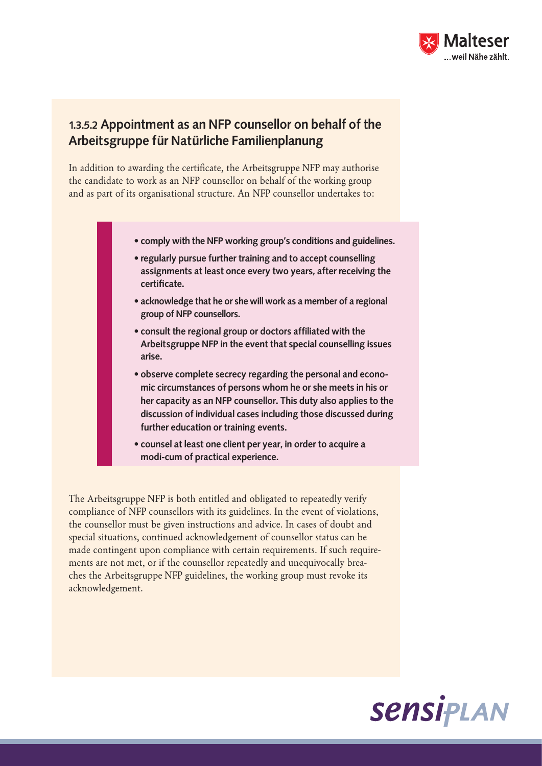### 1.3.5.2 Appointment as an NFP counsellor on behalf of the Arbeitsgruppe für Natürliche Familienplanung

In addition to awarding the certificate, the Arbeitsgruppe NFP may authorise the candidate to work as an NFP counsellor on behalf of the working group and as part of its organisational structure. An NFP counsellor undertakes to:

- **comply with the NFP working group's conditions and guidelines.**
- **regularly pursue further training and to accept counselling assignments at least once every two years, after receiving the certificate.**
- **acknowledge that he or she will work as a member of a regional group of NFP counsellors.**
- **consult the regional group or doctors affiliated with the Arbeitsgruppe NFP in the event that special counselling issues arise.**
- **observe complete secrecy regarding the personal and economic circumstances of persons whom he or she meets in his or her capacity as an NFP counsellor. This duty also applies to the discussion of individual cases including those discussed during further education or training events.**
- **counsel at least one client per year, in order to acquire a modi-cum of practical experience.**

The Arbeitsgruppe NFP is both entitled and obligated to repeatedly verify compliance of NFP counsellors with its guidelines. In the event of violations, the counsellor must be given instructions and advice. In cases of doubt and special situations, continued acknowledgement of counsellor status can be made contingent upon compliance with certain requirements. If such requirements are not met, or if the counsellor repeatedly and unequivocally breaches the Arbeitsgruppe NFP guidelines, the working group must revoke its acknowledgement.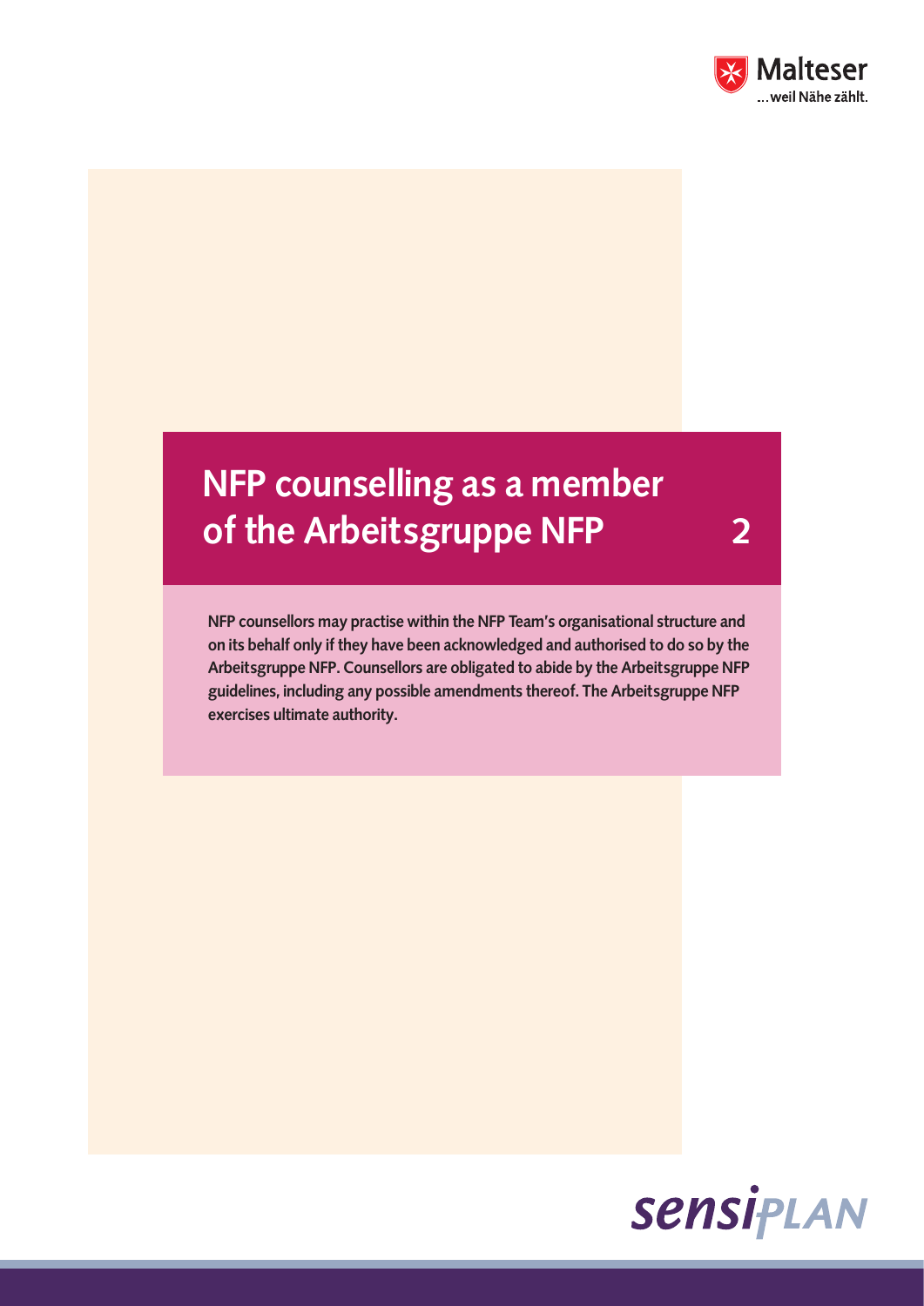# NFP counselling as a member of the Arbeitsgruppe NFP 2

**NFP counsellors may practise within the NFP Team's organisational structure and on its behalf only if they have been acknowledged and authorised to do so by the Arbeitsgruppe NFP. Counsellors are obligated to abide by the Arbeitsgruppe NFP guidelines, including any possible amendments thereof. The Arbeitsgruppe NFP exercises ultimate authority.**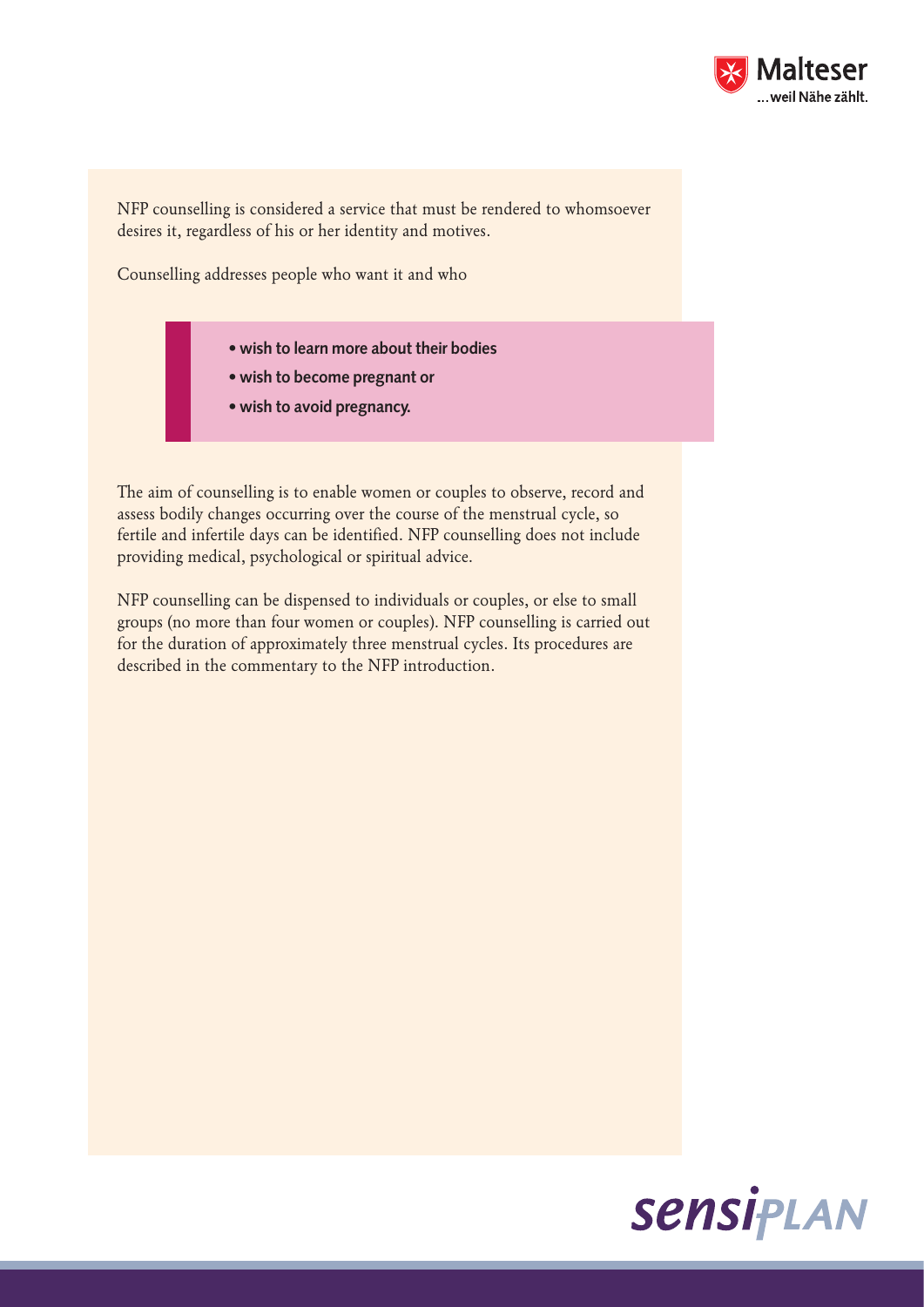NFP counselling is considered a service that must be rendered to whomsoever desires it, regardless of his or her identity and motives.

Counselling addresses people who want it and who

- **wish to learn more about their bodies**
- **wish to become pregnant or**
- **wish to avoid pregnancy.**

The aim of counselling is to enable women or couples to observe, record and assess bodily changes occurring over the course of the menstrual cycle, so fertile and infertile days can be identified. NFP counselling does not include providing medical, psychological or spiritual advice.

NFP counselling can be dispensed to individuals or couples, or else to small groups (no more than four women or couples). NFP counselling is carried out for the duration of approximately three menstrual cycles. Its procedures are described in the commentary to the NFP introduction.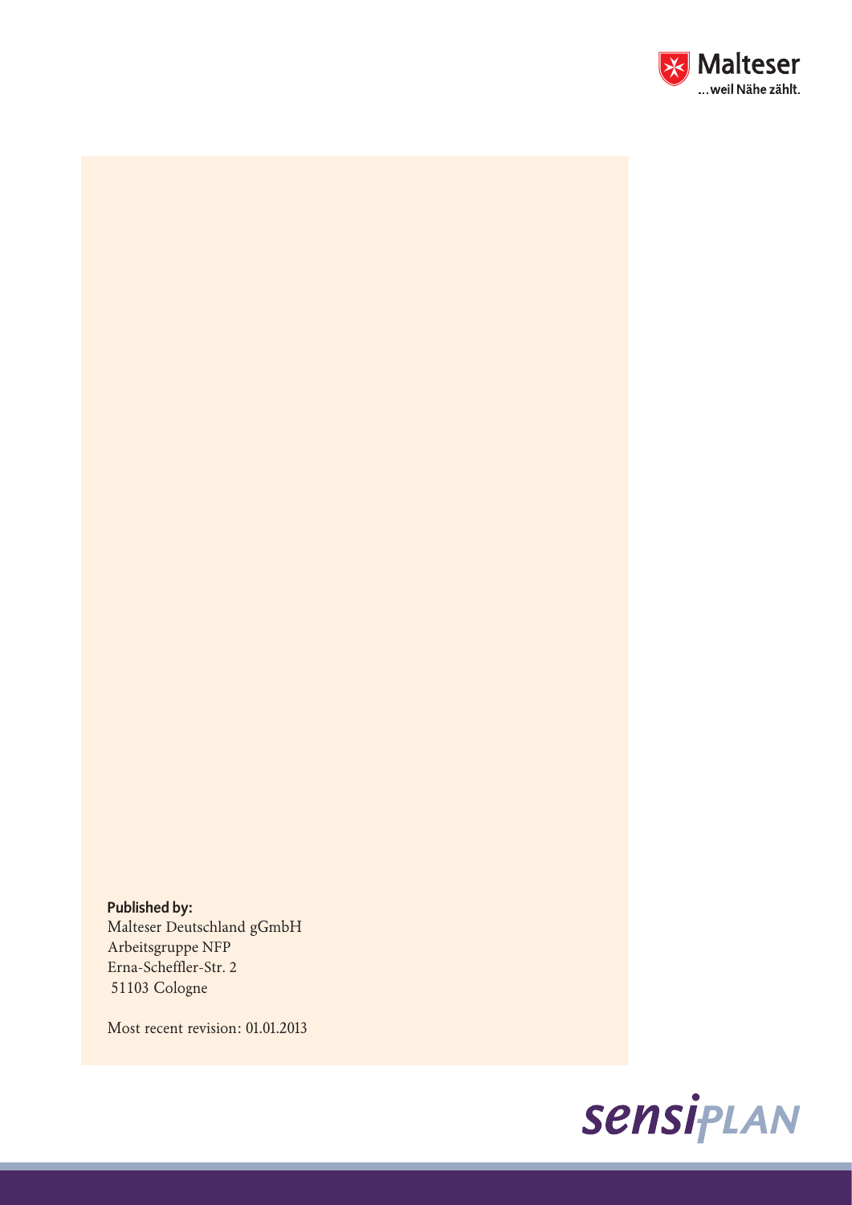Malteser

...weil Nähe zählt.

**Published by:**
Malteser Deutschland gGmbH
Arbeitsgruppe NFP
Erna-Scheffler-Str. 2
51103 Cologne

Most recent revision: 01.01.2013

sensiPLAN